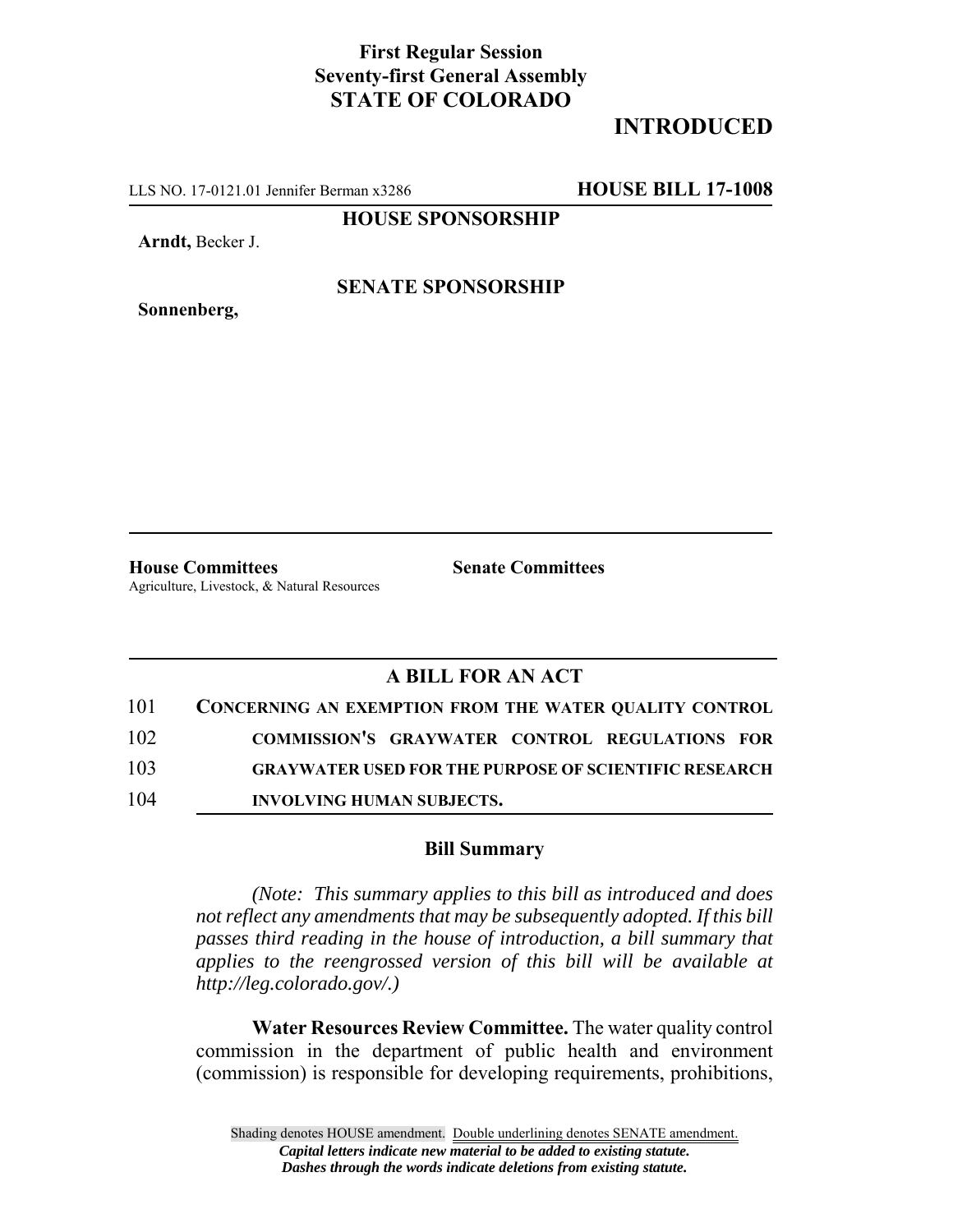**First Regular Session**
**Seventy-first General Assembly**
**STATE OF COLORADO**

# INTRODUCED

LLS NO. 17-0121.01 Jennifer Berman x3286 **HOUSE BILL 17-1008**

**HOUSE SPONSORSHIP**

**Arndt,** Becker J.

**SENATE SPONSORSHIP**

**Sonnenberg,**

**House Committees**
Agriculture, Livestock, & Natural Resources

**Senate Committees**

## A BILL FOR AN ACT

101 **CONCERNING AN EXEMPTION FROM THE WATER QUALITY CONTROL**
102 **COMMISSION'S GRAYWATER CONTROL REGULATIONS FOR**
103 **GRAYWATER USED FOR THE PURPOSE OF SCIENTIFIC RESEARCH**
104 **INVOLVING HUMAN SUBJECTS.**

### Bill Summary

*(Note: This summary applies to this bill as introduced and does not reflect any amendments that may be subsequently adopted. If this bill passes third reading in the house of introduction, a bill summary that applies to the reengrossed version of this bill will be available at http://leg.colorado.gov/.)*

**Water Resources Review Committee.** The water quality control commission in the department of public health and environment (commission) is responsible for developing requirements, prohibitions,

Shading denotes HOUSE amendment. Double underlining denotes SENATE amendment.
*Capital letters indicate new material to be added to existing statute.*
*Dashes through the words indicate deletions from existing statute.*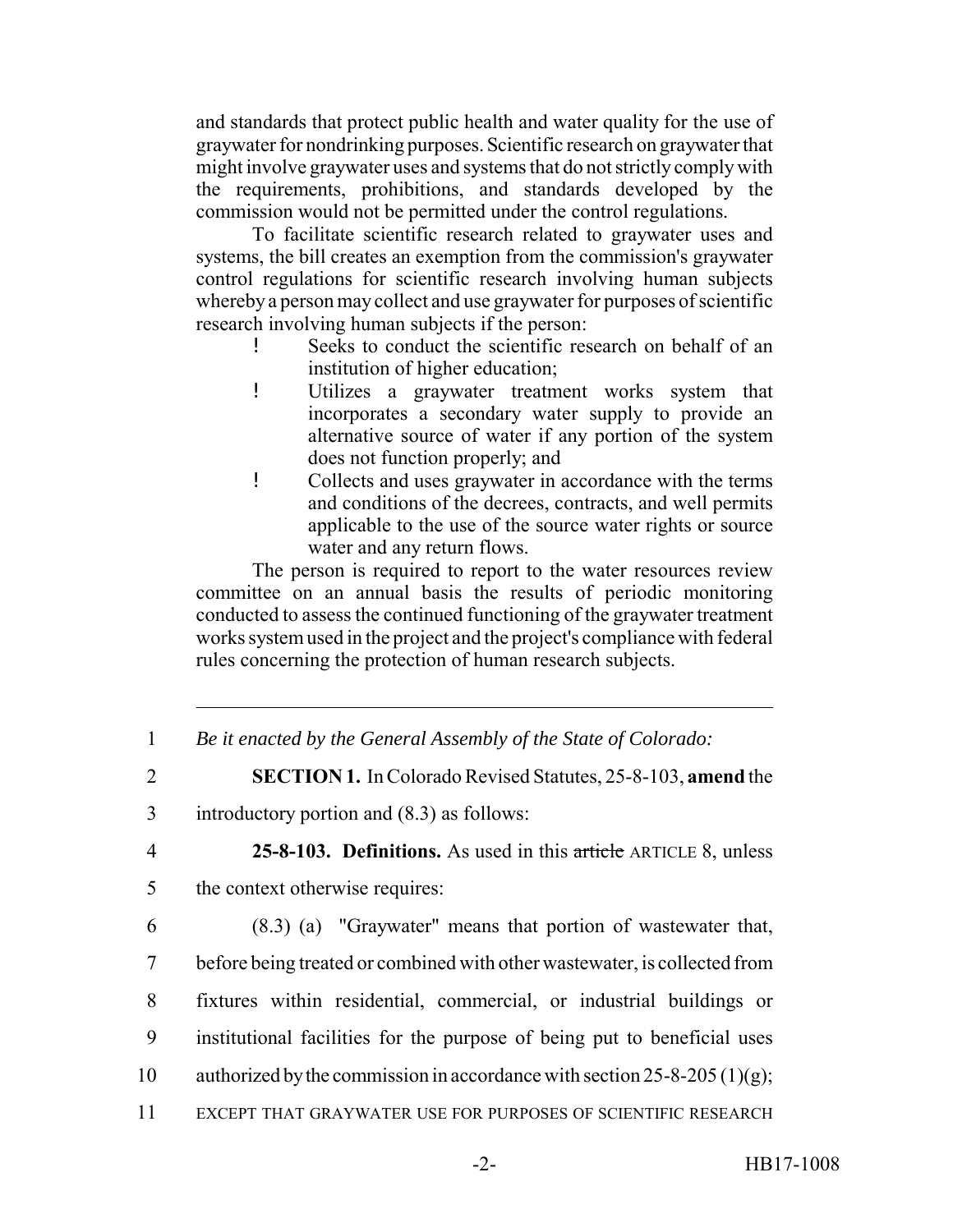and standards that protect public health and water quality for the use of graywater for nondrinking purposes. Scientific research on graywater that might involve graywater uses and systems that do not strictly comply with the requirements, prohibitions, and standards developed by the commission would not be permitted under the control regulations.

To facilitate scientific research related to graywater uses and systems, the bill creates an exemption from the commission's graywater control regulations for scientific research involving human subjects whereby a person may collect and use graywater for purposes of scientific research involving human subjects if the person:

- Seeks to conduct the scientific research on behalf of an institution of higher education;
- Utilizes a graywater treatment works system that incorporates a secondary water supply to provide an alternative source of water if any portion of the system does not function properly; and
- Collects and uses graywater in accordance with the terms and conditions of the decrees, contracts, and well permits applicable to the use of the source water rights or source water and any return flows.

The person is required to report to the water resources review committee on an annual basis the results of periodic monitoring conducted to assess the continued functioning of the graywater treatment works system used in the project and the project's compliance with federal rules concerning the protection of human research subjects.

---

1 *Be it enacted by the General Assembly of the State of Colorado:*

2 **SECTION 1.** In Colorado Revised Statutes, 25-8-103, **amend** the

3 introductory portion and (8.3) as follows:

4 **25-8-103. Definitions.** As used in this ~~article~~ ARTICLE 8, unless

5 the context otherwise requires:

6 (8.3) (a) "Graywater" means that portion of wastewater that,

7 before being treated or combined with other wastewater, is collected from

8 fixtures within residential, commercial, or industrial buildings or

9 institutional facilities for the purpose of being put to beneficial uses

10 authorized by the commission in accordance with section 25-8-205 (1)(g);

11 EXCEPT THAT GRAYWATER USE FOR PURPOSES OF SCIENTIFIC RESEARCH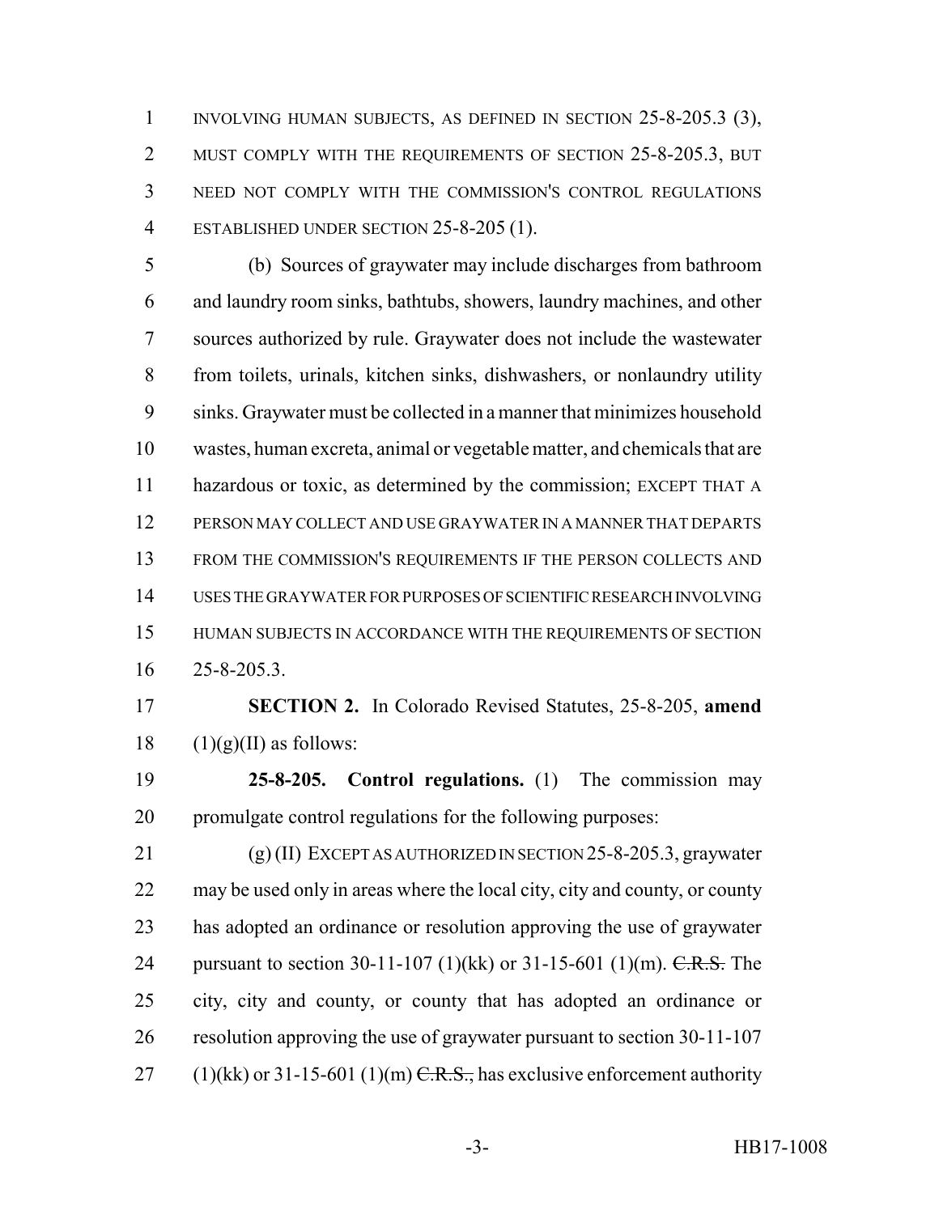INVOLVING HUMAN SUBJECTS, AS DEFINED IN SECTION 25-8-205.3 (3), MUST COMPLY WITH THE REQUIREMENTS OF SECTION 25-8-205.3, BUT NEED NOT COMPLY WITH THE COMMISSION'S CONTROL REGULATIONS ESTABLISHED UNDER SECTION 25-8-205 (1).

(b) Sources of graywater may include discharges from bathroom and laundry room sinks, bathtubs, showers, laundry machines, and other sources authorized by rule. Graywater does not include the wastewater from toilets, urinals, kitchen sinks, dishwashers, or nonlaundry utility sinks. Graywater must be collected in a manner that minimizes household wastes, human excreta, animal or vegetable matter, and chemicals that are hazardous or toxic, as determined by the commission; EXCEPT THAT A PERSON MAY COLLECT AND USE GRAYWATER IN A MANNER THAT DEPARTS FROM THE COMMISSION'S REQUIREMENTS IF THE PERSON COLLECTS AND USES THE GRAYWATER FOR PURPOSES OF SCIENTIFIC RESEARCH INVOLVING HUMAN SUBJECTS IN ACCORDANCE WITH THE REQUIREMENTS OF SECTION 25-8-205.3.

**SECTION 2.** In Colorado Revised Statutes, 25-8-205, **amend** (1)(g)(II) as follows:

**25-8-205. Control regulations.** (1) The commission may promulgate control regulations for the following purposes:

(g) (II) EXCEPT AS AUTHORIZED IN SECTION 25-8-205.3, graywater may be used only in areas where the local city, city and county, or county has adopted an ordinance or resolution approving the use of graywater pursuant to section 30-11-107 (1)(kk) or 31-15-601 (1)(m). ~~C.R.S.~~ The city, city and county, or county that has adopted an ordinance or resolution approving the use of graywater pursuant to section 30-11-107 (1)(kk) or 31-15-601 (1)(m) ~~C.R.S.,~~ has exclusive enforcement authority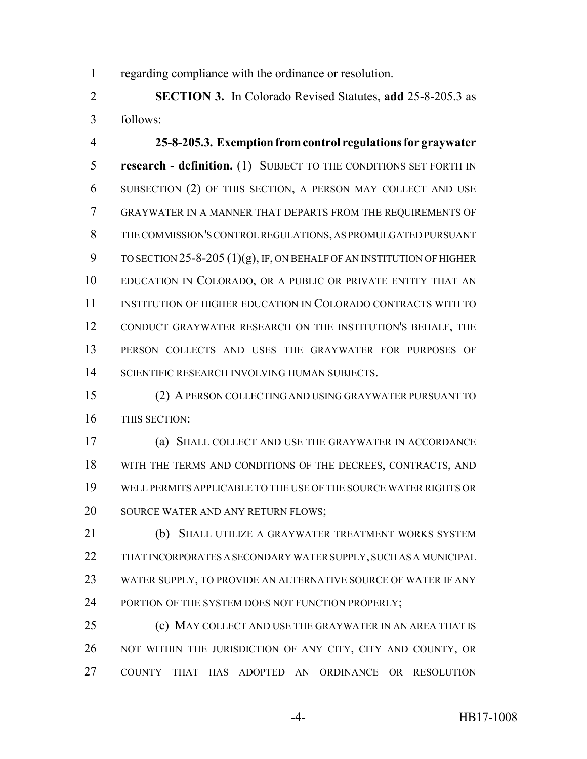regarding compliance with the ordinance or resolution.

**SECTION 3.** In Colorado Revised Statutes, **add** 25-8-205.3 as follows:

**25-8-205.3. Exemption from control regulations for graywater research - definition.** (1) SUBJECT TO THE CONDITIONS SET FORTH IN SUBSECTION (2) OF THIS SECTION, A PERSON MAY COLLECT AND USE GRAYWATER IN A MANNER THAT DEPARTS FROM THE REQUIREMENTS OF THE COMMISSION'S CONTROL REGULATIONS, AS PROMULGATED PURSUANT TO SECTION 25-8-205 (1)(g), IF, ON BEHALF OF AN INSTITUTION OF HIGHER EDUCATION IN COLORADO, OR A PUBLIC OR PRIVATE ENTITY THAT AN INSTITUTION OF HIGHER EDUCATION IN COLORADO CONTRACTS WITH TO CONDUCT GRAYWATER RESEARCH ON THE INSTITUTION'S BEHALF, THE PERSON COLLECTS AND USES THE GRAYWATER FOR PURPOSES OF SCIENTIFIC RESEARCH INVOLVING HUMAN SUBJECTS.

(2) A PERSON COLLECTING AND USING GRAYWATER PURSUANT TO THIS SECTION:

(a) SHALL COLLECT AND USE THE GRAYWATER IN ACCORDANCE WITH THE TERMS AND CONDITIONS OF THE DECREES, CONTRACTS, AND WELL PERMITS APPLICABLE TO THE USE OF THE SOURCE WATER RIGHTS OR SOURCE WATER AND ANY RETURN FLOWS;

(b) SHALL UTILIZE A GRAYWATER TREATMENT WORKS SYSTEM THAT INCORPORATES A SECONDARY WATER SUPPLY, SUCH AS A MUNICIPAL WATER SUPPLY, TO PROVIDE AN ALTERNATIVE SOURCE OF WATER IF ANY PORTION OF THE SYSTEM DOES NOT FUNCTION PROPERLY;

(c) MAY COLLECT AND USE THE GRAYWATER IN AN AREA THAT IS NOT WITHIN THE JURISDICTION OF ANY CITY, CITY AND COUNTY, OR COUNTY THAT HAS ADOPTED AN ORDINANCE OR RESOLUTION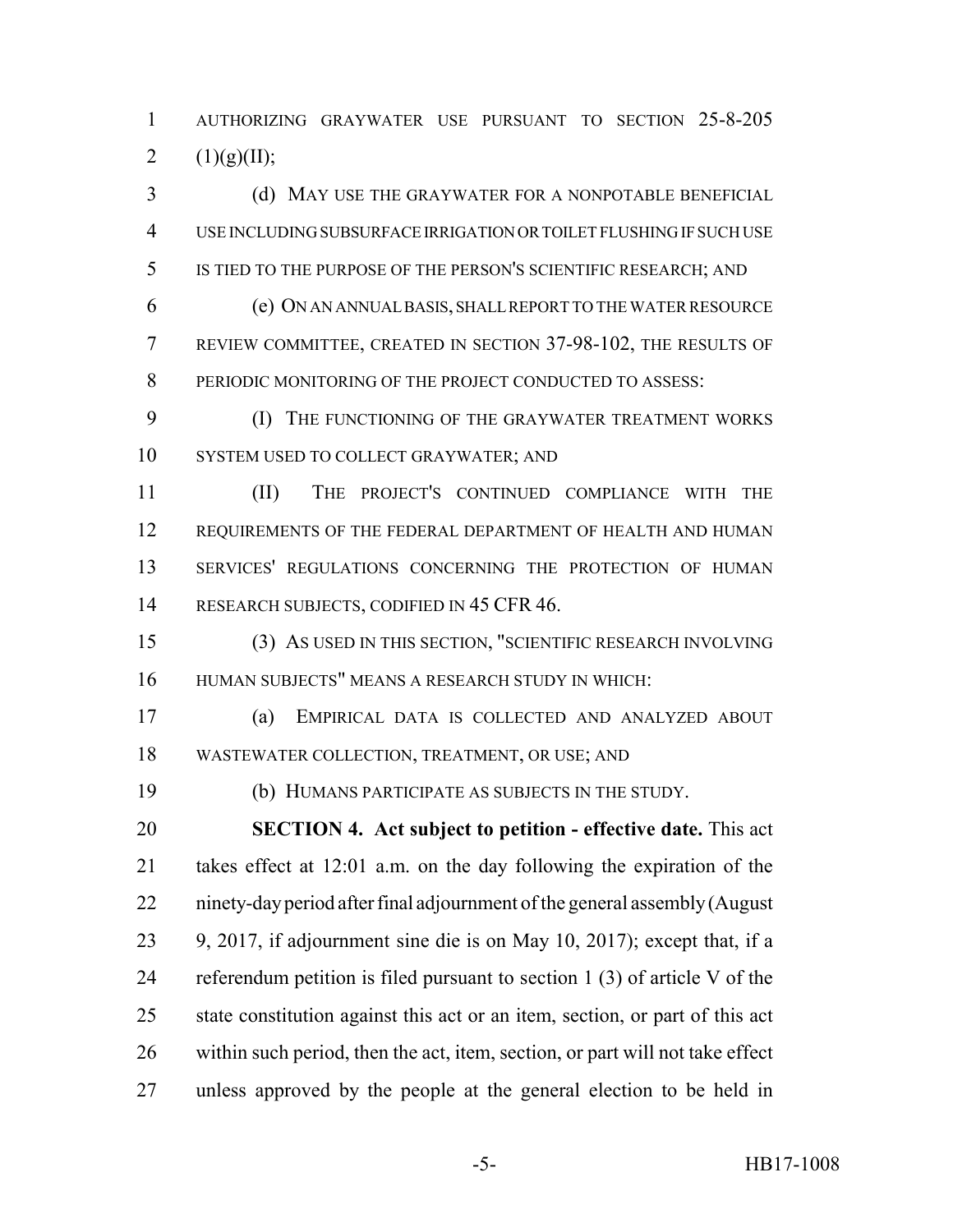AUTHORIZING GRAYWATER USE PURSUANT TO SECTION 25-8-205 (1)(g)(II);

(d) MAY USE THE GRAYWATER FOR A NONPOTABLE BENEFICIAL USE INCLUDING SUBSURFACE IRRIGATION OR TOILET FLUSHING IF SUCH USE IS TIED TO THE PURPOSE OF THE PERSON'S SCIENTIFIC RESEARCH; AND

(e) ON AN ANNUAL BASIS, SHALL REPORT TO THE WATER RESOURCE REVIEW COMMITTEE, CREATED IN SECTION 37-98-102, THE RESULTS OF PERIODIC MONITORING OF THE PROJECT CONDUCTED TO ASSESS:

(I) THE FUNCTIONING OF THE GRAYWATER TREATMENT WORKS SYSTEM USED TO COLLECT GRAYWATER; AND

(II) THE PROJECT'S CONTINUED COMPLIANCE WITH THE REQUIREMENTS OF THE FEDERAL DEPARTMENT OF HEALTH AND HUMAN SERVICES' REGULATIONS CONCERNING THE PROTECTION OF HUMAN RESEARCH SUBJECTS, CODIFIED IN 45 CFR 46.

(3) AS USED IN THIS SECTION, "SCIENTIFIC RESEARCH INVOLVING HUMAN SUBJECTS" MEANS A RESEARCH STUDY IN WHICH:

(a) EMPIRICAL DATA IS COLLECTED AND ANALYZED ABOUT WASTEWATER COLLECTION, TREATMENT, OR USE; AND

(b) HUMANS PARTICIPATE AS SUBJECTS IN THE STUDY.

**SECTION 4. Act subject to petition - effective date.** This act takes effect at 12:01 a.m. on the day following the expiration of the ninety-day period after final adjournment of the general assembly (August 9, 2017, if adjournment sine die is on May 10, 2017); except that, if a referendum petition is filed pursuant to section 1 (3) of article V of the state constitution against this act or an item, section, or part of this act within such period, then the act, item, section, or part will not take effect unless approved by the people at the general election to be held in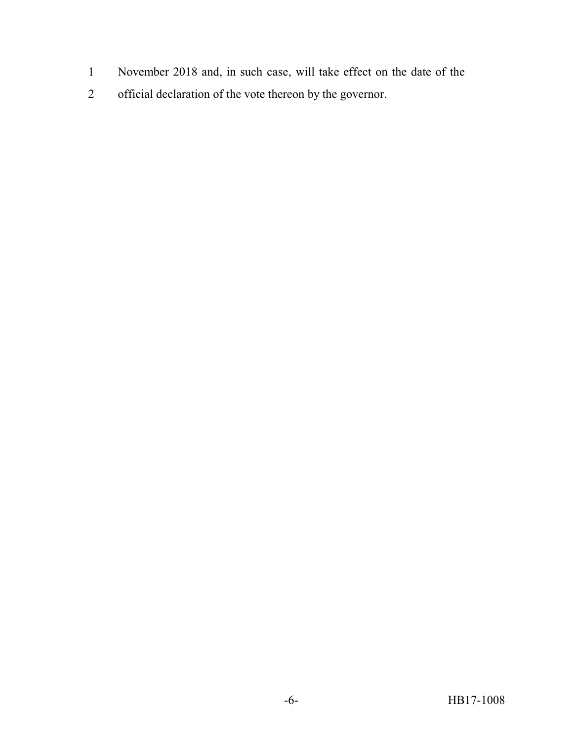November 2018 and, in such case, will take effect on the date of the official declaration of the vote thereon by the governor.